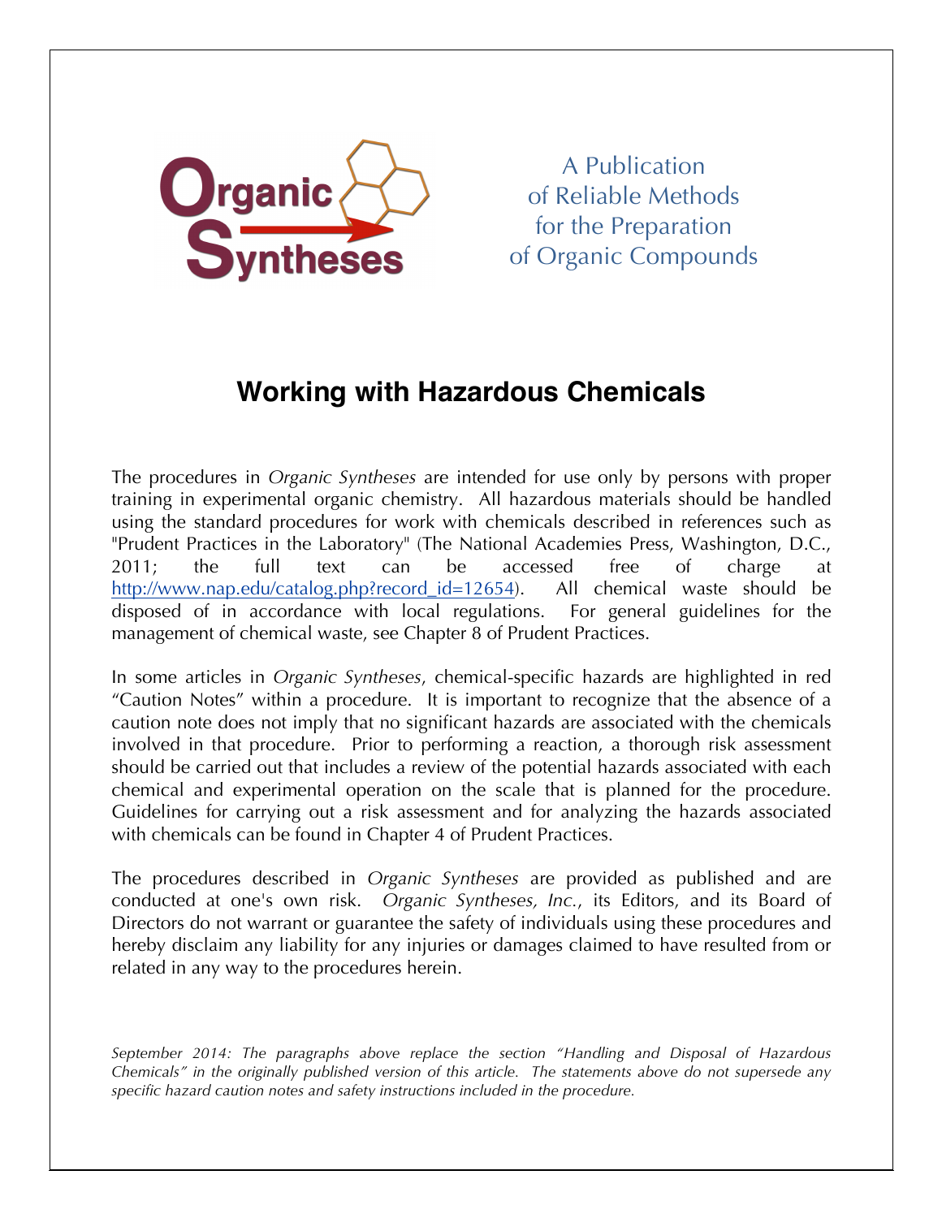Organic Syntheses

A Publication of Reliable Methods for the Preparation of Organic Compounds

# Working with Hazardous Chemicals

The procedures in *Organic Syntheses* are intended for use only by persons with proper training in experimental organic chemistry. All hazardous materials should be handled using the standard procedures for work with chemicals described in references such as "Prudent Practices in the Laboratory" (The National Academies Press, Washington, D.C., 2011; the full text can be accessed free of charge at http://www.nap.edu/catalog.php?record_id=12654). All chemical waste should be disposed of in accordance with local regulations. For general guidelines for the management of chemical waste, see Chapter 8 of Prudent Practices.

In some articles in *Organic Syntheses*, chemical-specific hazards are highlighted in red "Caution Notes" within a procedure. It is important to recognize that the absence of a caution note does not imply that no significant hazards are associated with the chemicals involved in that procedure. Prior to performing a reaction, a thorough risk assessment should be carried out that includes a review of the potential hazards associated with each chemical and experimental operation on the scale that is planned for the procedure. Guidelines for carrying out a risk assessment and for analyzing the hazards associated with chemicals can be found in Chapter 4 of Prudent Practices.

The procedures described in *Organic Syntheses* are provided as published and are conducted at one's own risk. *Organic Syntheses, Inc.*, its Editors, and its Board of Directors do not warrant or guarantee the safety of individuals using these procedures and hereby disclaim any liability for any injuries or damages claimed to have resulted from or related in any way to the procedures herein.

*September 2014: The paragraphs above replace the section "Handling and Disposal of Hazardous Chemicals" in the originally published version of this article. The statements above do not supersede any specific hazard caution notes and safety instructions included in the procedure.*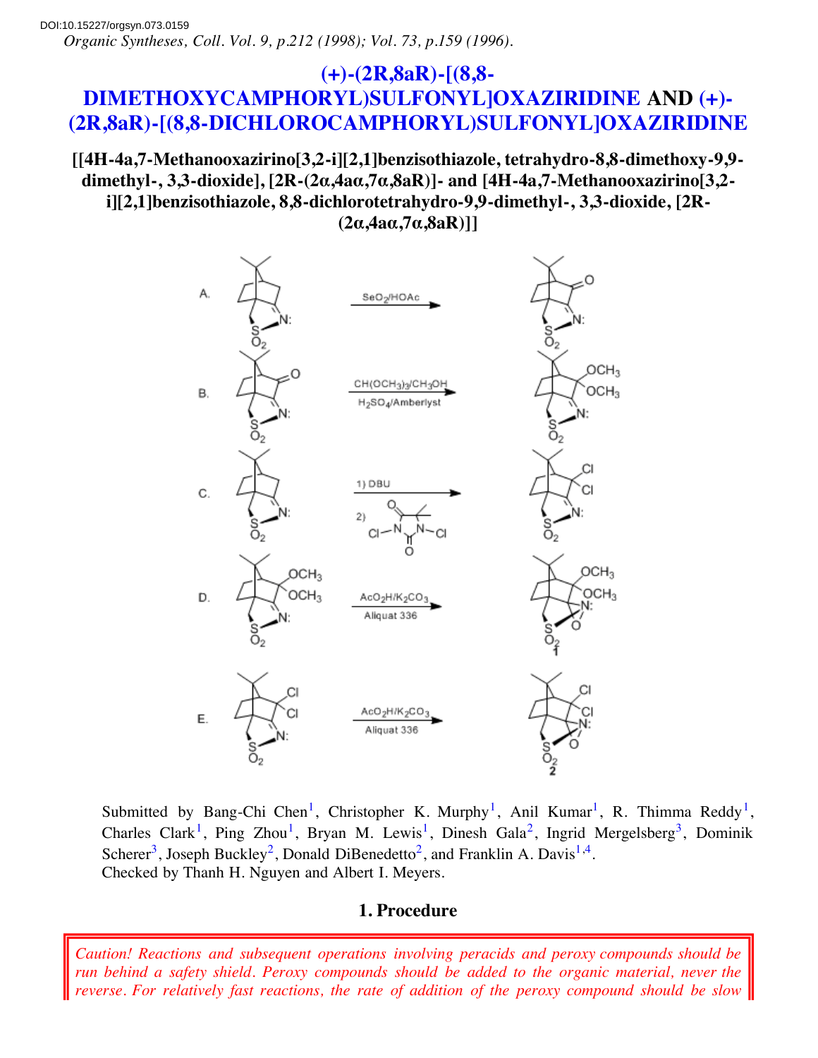DOI:10.15227/orgsyn.073.0159

*Organic Syntheses, Coll. Vol. 9, p.212 (1998); Vol. 73, p.159 (1996).*

# (+)-(2R,8aR)-[(8,8-DIMETHOXYCAMPHORYL)SULFONYL]OXAZIRIDINE AND (+)-(2R,8aR)-[(8,8-DICHLOROCAMPHORYL)SULFONYL]OXAZIRIDINE

## [[4H-4a,7-Methanooxazirino[3,2-i][2,1]benzisothiazole, tetrahydro-8,8-dimethoxy-9,9-dimethyl-, 3,3-dioxide], [2R-(2α,4aα,7α,8aR)]- and [4H-4a,7-Methanooxazirino[3,2-i][2,1]benzisothiazole, 8,8-dichlorotetrahydro-9,9-dimethyl-, 3,3-dioxide, [2R-(2α,4aα,7α,8aR)]]

A. $SeO_2$/HOAc

B. $CH(OCH_3)_3$/$CH_3OH$, $H_2SO_4$/Amberlyst

C. 1) DBU 2) Cl–N N–Cl (1,3-dichloro-5,5-dimethylhydantoin)

D. $AcO_2H$/$K_2CO_3$, Aliquat 336 → **1**

E. $AcO_2H$/$K_2CO_3$, Aliquat 336 → **2**

Submitted by Bang-Chi Chen[1], Christopher K. Murphy[1], Anil Kumar[1], R. Thimma Reddy[1], Charles Clark[1], Ping Zhou[1], Bryan M. Lewis[1], Dinesh Gala[2], Ingrid Mergelsberg[3], Dominik Scherer[3], Joseph Buckley[2], Donald DiBenedetto[2], and Franklin A. Davis[1,4].

Checked by Thanh H. Nguyen and Albert I. Meyers.

## 1. Procedure

*Caution! Reactions and subsequent operations involving peracids and peroxy compounds should be run behind a safety shield. Peroxy compounds should be added to the organic material, never the reverse. For relatively fast reactions, the rate of addition of the peroxy compound should be slow*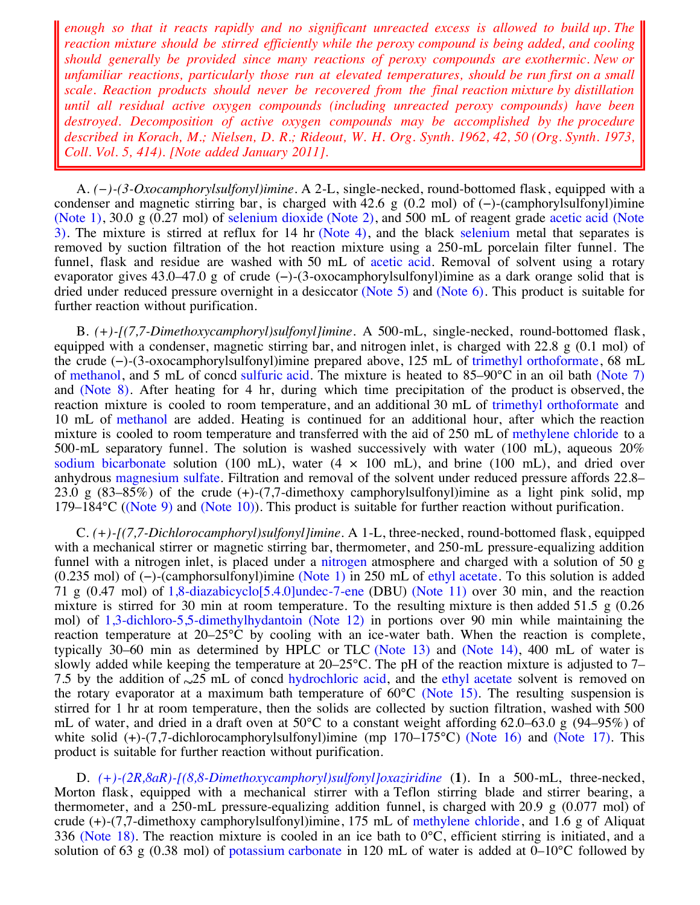*enough so that it reacts rapidly and no significant unreacted excess is allowed to build up. The reaction mixture should be stirred efficiently while the peroxy compound is being added, and cooling should generally be provided since many reactions of peroxy compounds are exothermic. New or unfamiliar reactions, particularly those run at elevated temperatures, should be run first on a small scale. Reaction products should never be recovered from the final reaction mixture by distillation until all residual active oxygen compounds (including unreacted peroxy compounds) have been destroyed. Decomposition of active oxygen compounds may be accomplished by the procedure described in Korach, M.; Nielsen, D. R.; Rideout, W. H. Org. Synth. 1962, 42, 50 (Org. Synth. 1973, Coll. Vol. 5, 414). [Note added January 2011].*

A. *(−)-(3-Oxocamphorylsulfonyl)imine*. A 2-L, single-necked, round-bottomed flask, equipped with a condenser and magnetic stirring bar, is charged with 42.6 g (0.2 mol) of (−)-(camphorylsulfonyl)imine (Note 1), 30.0 g (0.27 mol) of selenium dioxide (Note 2), and 500 mL of reagent grade acetic acid (Note 3). The mixture is stirred at reflux for 14 hr (Note 4), and the black selenium metal that separates is removed by suction filtration of the hot reaction mixture using a 250-mL porcelain filter funnel. The funnel, flask and residue are washed with 50 mL of acetic acid. Removal of solvent using a rotary evaporator gives 43.0–47.0 g of crude (−)-(3-oxocamphorylsulfonyl)imine as a dark orange solid that is dried under reduced pressure overnight in a desiccator (Note 5) and (Note 6). This product is suitable for further reaction without purification.

B. *(+)-[(7,7-Dimethoxycamphoryl)sulfonyl]imine*. A 500-mL, single-necked, round-bottomed flask, equipped with a condenser, magnetic stirring bar, and nitrogen inlet, is charged with 22.8 g (0.1 mol) of the crude (−)-(3-oxocamphorylsulfonyl)imine prepared above, 125 mL of trimethyl orthoformate, 68 mL of methanol, and 5 mL of concd sulfuric acid. The mixture is heated to 85–90°C in an oil bath (Note 7) and (Note 8). After heating for 4 hr, during which time precipitation of the product is observed, the reaction mixture is cooled to room temperature, and an additional 30 mL of trimethyl orthoformate and 10 mL of methanol are added. Heating is continued for an additional hour, after which the reaction mixture is cooled to room temperature and transferred with the aid of 250 mL of methylene chloride to a 500-mL separatory funnel. The solution is washed successively with water (100 mL), aqueous 20% sodium bicarbonate solution (100 mL), water (4 × 100 mL), and brine (100 mL), and dried over anhydrous magnesium sulfate. Filtration and removal of the solvent under reduced pressure affords 22.8–23.0 g (83–85%) of the crude (+)-(7,7-dimethoxy camphorylsulfonyl)imine as a light pink solid, mp 179–184°C ((Note 9) and (Note 10)). This product is suitable for further reaction without purification.

C. *(+)-[(7,7-Dichlorocamphoryl)sulfonyl]imine*. A 1-L, three-necked, round-bottomed flask, equipped with a mechanical stirrer or magnetic stirring bar, thermometer, and 250-mL pressure-equalizing addition funnel with a nitrogen inlet, is placed under a nitrogen atmosphere and charged with a solution of 50 g (0.235 mol) of (−)-(camphorsulfonyl)imine (Note 1) in 250 mL of ethyl acetate. To this solution is added 71 g (0.47 mol) of 1,8-diazabicyclo[5.4.0]undec-7-ene (DBU) (Note 11) over 30 min, and the reaction mixture is stirred for 30 min at room temperature. To the resulting mixture is then added 51.5 g (0.26 mol) of 1,3-dichloro-5,5-dimethylhydantoin (Note 12) in portions over 90 min while maintaining the reaction temperature at 20–25°C by cooling with an ice-water bath. When the reaction is complete, typically 30–60 min as determined by HPLC or TLC (Note 13) and (Note 14), 400 mL of water is slowly added while keeping the temperature at 20–25°C. The pH of the reaction mixture is adjusted to 7–7.5 by the addition of ~25 mL of concd hydrochloric acid, and the ethyl acetate solvent is removed on the rotary evaporator at a maximum bath temperature of 60°C (Note 15). The resulting suspension is stirred for 1 hr at room temperature, then the solids are collected by suction filtration, washed with 500 mL of water, and dried in a draft oven at 50°C to a constant weight affording 62.0–63.0 g (94–95%) of white solid (+)-(7,7-dichlorocamphorylsulfonyl)imine (mp 170–175°C) (Note 16) and (Note 17). This product is suitable for further reaction without purification.

D. *(+)-(2R,8aR)-[(8,8-Dimethoxycamphoryl)sulfonyl]oxaziridine* (**1**). In a 500-mL, three-necked, Morton flask, equipped with a mechanical stirrer with a Teflon stirring blade and stirrer bearing, a thermometer, and a 250-mL pressure-equalizing addition funnel, is charged with 20.9 g (0.077 mol) of crude (+)-(7,7-dimethoxy camphorylsulfonyl)imine, 175 mL of methylene chloride, and 1.6 g of Aliquat 336 (Note 18). The reaction mixture is cooled in an ice bath to 0°C, efficient stirring is initiated, and a solution of 63 g (0.38 mol) of potassium carbonate in 120 mL of water is added at 0–10°C followed by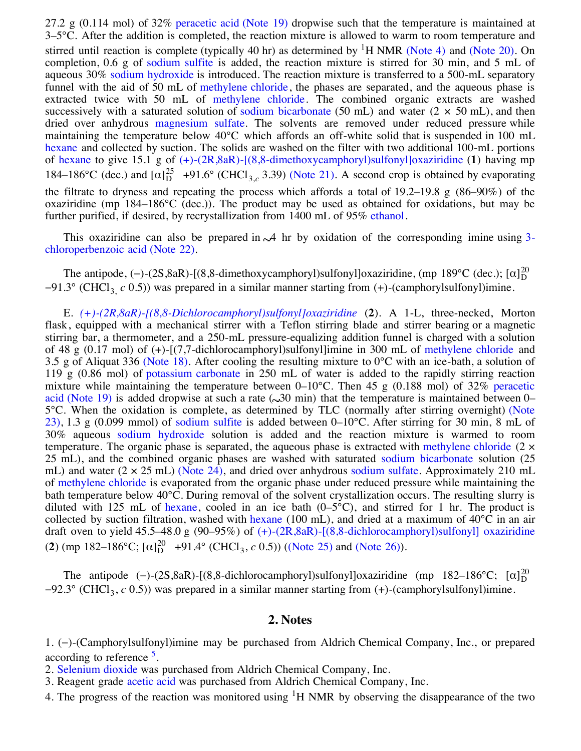27.2 g (0.114 mol) of 32% peracetic acid (Note 19) dropwise such that the temperature is maintained at 3–5°C. After the addition is completed, the reaction mixture is allowed to warm to room temperature and stirred until reaction is complete (typically 40 hr) as determined by $^1$H NMR (Note 4) and (Note 20). On completion, 0.6 g of sodium sulfite is added, the reaction mixture is stirred for 30 min, and 5 mL of aqueous 30% sodium hydroxide is introduced. The reaction mixture is transferred to a 500-mL separatory funnel with the aid of 50 mL of methylene chloride, the phases are separated, and the aqueous phase is extracted twice with 50 mL of methylene chloride. The combined organic extracts are washed successively with a saturated solution of sodium bicarbonate (50 mL) and water (2 × 50 mL), and then dried over anhydrous magnesium sulfate. The solvents are removed under reduced pressure while maintaining the temperature below 40°C which affords an off-white solid that is suspended in 100 mL hexane and collected by suction. The solids are washed on the filter with two additional 100-mL portions of hexane to give 15.1 g of (+)-(2R,8aR)-[(8,8-dimethoxycamphoryl)sulfonyl]oxaziridine (**1**) having mp 184–186°C (dec.) and $[\alpha]_D^{25}$ +91.6° ($CHCl_3$, $c$ 3.39) (Note 21). A second crop is obtained by evaporating the filtrate to dryness and repeating the process which affords a total of 19.2–19.8 g (86–90%) of the oxaziridine (mp 184–186°C (dec.)). The product may be used as obtained for oxidations, but may be further purified, if desired, by recrystallization from 1400 mL of 95% ethanol.

This oxaziridine can also be prepared in ~4 hr by oxidation of the corresponding imine using 3-chloroperbenzoic acid (Note 22).

The antipode, (−)-(2S,8aR)-[(8,8-dimethoxycamphoryl)sulfonyl]oxaziridine, (mp 189°C (dec.); $[\alpha]_D^{20}$ −91.3° ($CHCl_3$, $c$ 0.5)) was prepared in a similar manner starting from (+)-(camphorylsulfonyl)imine.

E. *(+)-(2R,8aR)-[(8,8-Dichlorocamphoryl)sulfonyl]oxaziridine* (**2**). A 1-L, three-necked, Morton flask, equipped with a mechanical stirrer with a Teflon stirring blade and stirrer bearing or a magnetic stirring bar, a thermometer, and a 250-mL pressure-equalizing addition funnel is charged with a solution of 48 g (0.17 mol) of (+)-[(7,7-dichlorocamphoryl)sulfonyl]imine in 300 mL of methylene chloride and 3.5 g of Aliquat 336 (Note 18). After cooling the resulting mixture to 0°C with an ice-bath, a solution of 119 g (0.86 mol) of potassium carbonate in 250 mL of water is added to the rapidly stirring reaction mixture while maintaining the temperature between 0–10°C. Then 45 g (0.188 mol) of 32% peracetic acid (Note 19) is added dropwise at such a rate (~30 min) that the temperature is maintained between 0–5°C. When the oxidation is complete, as determined by TLC (normally after stirring overnight) (Note 23), 1.3 g (0.099 mmol) of sodium sulfite is added between 0–10°C. After stirring for 30 min, 8 mL of 30% aqueous sodium hydroxide solution is added and the reaction mixture is warmed to room temperature. The organic phase is separated, the aqueous phase is extracted with methylene chloride (2 × 25 mL), and the combined organic phases are washed with saturated sodium bicarbonate solution (25 mL) and water (2 × 25 mL) (Note 24), and dried over anhydrous sodium sulfate. Approximately 210 mL of methylene chloride is evaporated from the organic phase under reduced pressure while maintaining the bath temperature below 40°C. During removal of the solvent crystallization occurs. The resulting slurry is diluted with 125 mL of hexane, cooled in an ice bath (0–5°C), and stirred for 1 hr. The product is collected by suction filtration, washed with hexane (100 mL), and dried at a maximum of 40°C in an air draft oven to yield 45.5–48.0 g (90–95%) of (+)-(2R,8aR)-[(8,8-dichlorocamphoryl)sulfonyl] oxaziridine (**2**) (mp 182–186°C; $[\alpha]_D^{20}$ +91.4° ($CHCl_3$, $c$ 0.5)) ((Note 25) and (Note 26)).

The antipode (−)-(2S,8aR)-[(8,8-dichlorocamphoryl)sulfonyl]oxaziridine (mp 182–186°C; $[\alpha]_D^{20}$ −92.3° ($CHCl_3$, $c$ 0.5)) was prepared in a similar manner starting from (+)-(camphorylsulfonyl)imine.

## 2. Notes

1. (−)-(Camphorylsulfonyl)imine may be purchased from Aldrich Chemical Company, Inc., or prepared according to reference [5].
2. Selenium dioxide was purchased from Aldrich Chemical Company, Inc.
3. Reagent grade acetic acid was purchased from Aldrich Chemical Company, Inc.
4. The progress of the reaction was monitored using $^1$H NMR by observing the disappearance of the two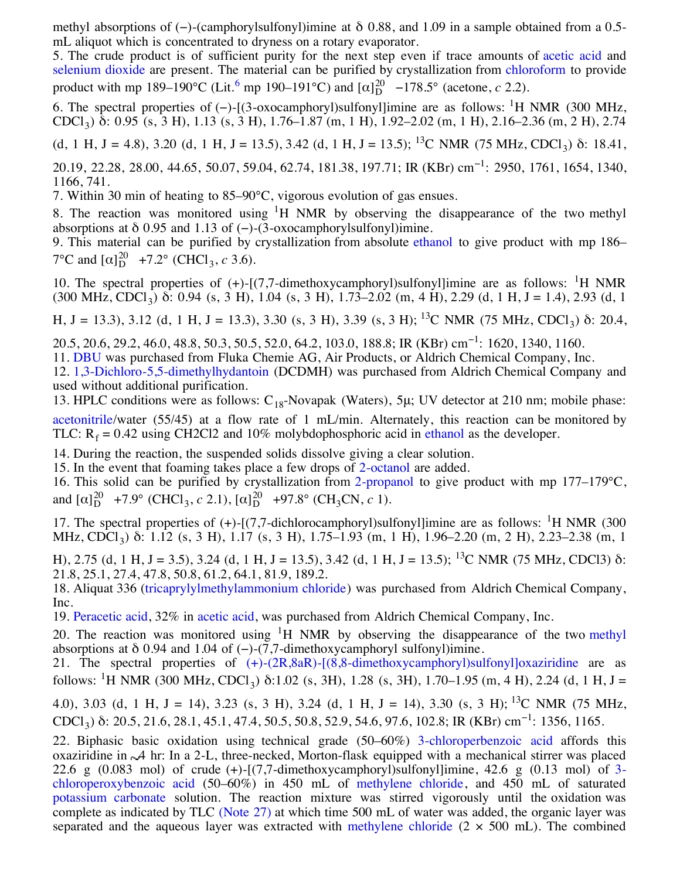methyl absorptions of (−)-(camphorylsulfonyl)imine at δ 0.88, and 1.09 in a sample obtained from a 0.5-mL aliquot which is concentrated to dryness on a rotary evaporator.

5. The crude product is of sufficient purity for the next step even if trace amounts of acetic acid and selenium dioxide are present. The material can be purified by crystallization from chloroform to provide product with mp 189–190°C (Lit.[6] mp 190–191°C) and $[\alpha]_D^{20}$ −178.5° (acetone, *c* 2.2).

6. The spectral properties of (−)-[(3-oxocamphoryl)sulfonyl]imine are as follows: $^1$H NMR (300 MHz, $CDCl_3$) δ: 0.95 (s, 3 H), 1.13 (s, 3 H), 1.76–1.87 (m, 1 H), 1.92–2.02 (m, 1 H), 2.16–2.36 (m, 2 H), 2.74 (d, 1 H, J = 4.8), 3.20 (d, 1 H, J = 13.5), 3.42 (d, 1 H, J = 13.5); $^{13}$C NMR (75 MHz, $CDCl_3$) δ: 18.41, 20.19, 22.28, 28.00, 44.65, 50.07, 59.04, 62.74, 181.38, 197.71; IR (KBr) cm$^{-1}$: 2950, 1761, 1654, 1340, 1166, 741.

7. Within 30 min of heating to 85–90°C, vigorous evolution of gas ensues.

8. The reaction was monitored using $^1$H NMR by observing the disappearance of the two methyl absorptions at δ 0.95 and 1.13 of (−)-(3-oxocamphorylsulfonyl)imine.

9. This material can be purified by crystallization from absolute ethanol to give product with mp 186–7°C and $[\alpha]_D^{20}$ +7.2° ($CHCl_3$, *c* 3.6).

10. The spectral properties of (+)-[(7,7-dimethoxycamphoryl)sulfonyl]imine are as follows: $^1$H NMR (300 MHz, $CDCl_3$) δ: 0.94 (s, 3 H), 1.04 (s, 3 H), 1.73–2.02 (m, 4 H), 2.29 (d, 1 H, J = 1.4), 2.93 (d, 1 H, J = 13.3), 3.12 (d, 1 H, J = 13.3), 3.30 (s, 3 H), 3.39 (s, 3 H); $^{13}$C NMR (75 MHz, $CDCl_3$) δ: 20.4, 20.5, 20.6, 29.2, 46.0, 48.8, 50.3, 50.5, 52.0, 64.2, 103.0, 188.8; IR (KBr) cm$^{-1}$: 1620, 1340, 1160.

11. DBU was purchased from Fluka Chemie AG, Air Products, or Aldrich Chemical Company, Inc.

12. 1,3-Dichloro-5,5-dimethylhydantoin (DCDMH) was purchased from Aldrich Chemical Company and used without additional purification.

13. HPLC conditions were as follows: $C_{18}$-Novapak (Waters), 5μ; UV detector at 210 nm; mobile phase: acetonitrile/water (55/45) at a flow rate of 1 mL/min. Alternately, this reaction can be monitored by TLC: $R_f$ = 0.42 using CH2Cl2 and 10% molybdophosphoric acid in ethanol as the developer.

14. During the reaction, the suspended solids dissolve giving a clear solution.

15. In the event that foaming takes place a few drops of 2-octanol are added.

16. This solid can be purified by crystallization from 2-propanol to give product with mp 177–179°C, and $[\alpha]_D^{20}$ +7.9° ($CHCl_3$, *c* 2.1), $[\alpha]_D^{20}$ +97.8° ($CH_3CN$, *c* 1).

17. The spectral properties of (+)-[(7,7-dichlorocamphoryl)sulfonyl]imine are as follows: $^1$H NMR (300 MHz, $CDCl_3$) δ: 1.12 (s, 3 H), 1.17 (s, 3 H), 1.75–1.93 (m, 1 H), 1.96–2.20 (m, 2 H), 2.23–2.38 (m, 1 H), 2.75 (d, 1 H, J = 3.5), 3.24 (d, 1 H, J = 13.5), 3.42 (d, 1 H, J = 13.5); $^{13}$C NMR (75 MHz, CDCl3) δ: 21.8, 25.1, 27.4, 47.8, 50.8, 61.2, 64.1, 81.9, 189.2.

18. Aliquat 336 (tricaprylylmethylammonium chloride) was purchased from Aldrich Chemical Company, Inc.

19. Peracetic acid, 32% in acetic acid, was purchased from Aldrich Chemical Company, Inc.

20. The reaction was monitored using $^1$H NMR by observing the disappearance of the two methyl absorptions at δ 0.94 and 1.04 of (−)-(7,7-dimethoxycamphoryl sulfonyl)imine.

21. The spectral properties of (+)-(2R,8aR)-[(8,8-dimethoxycamphoryl)sulfonyl]oxaziridine are as follows: $^1$H NMR (300 MHz, $CDCl_3$) δ:1.02 (s, 3H), 1.28 (s, 3H), 1.70–1.95 (m, 4 H), 2.24 (d, 1 H, J = 4.0), 3.03 (d, 1 H, J = 14), 3.23 (s, 3 H), 3.24 (d, 1 H, J = 14), 3.30 (s, 3 H); $^{13}$C NMR (75 MHz, $CDCl_3$) δ: 20.5, 21.6, 28.1, 45.1, 47.4, 50.5, 50.8, 52.9, 54.6, 97.6, 102.8; IR (KBr) cm$^{-1}$: 1356, 1165.

22. Biphasic basic oxidation using technical grade (50–60%) 3-chloroperbenzoic acid affords this oxaziridine in ~4 hr: In a 2-L, three-necked, Morton-flask equipped with a mechanical stirrer was placed 22.6 g (0.083 mol) of crude (+)-[(7,7-dimethoxycamphoryl)sulfonyl]imine, 42.6 g (0.13 mol) of 3-chloroperoxybenzoic acid (50–60%) in 450 mL of methylene chloride, and 450 mL of saturated potassium carbonate solution. The reaction mixture was stirred vigorously until the oxidation was complete as indicated by TLC (Note 27) at which time 500 mL of water was added, the organic layer was separated and the aqueous layer was extracted with methylene chloride (2 × 500 mL). The combined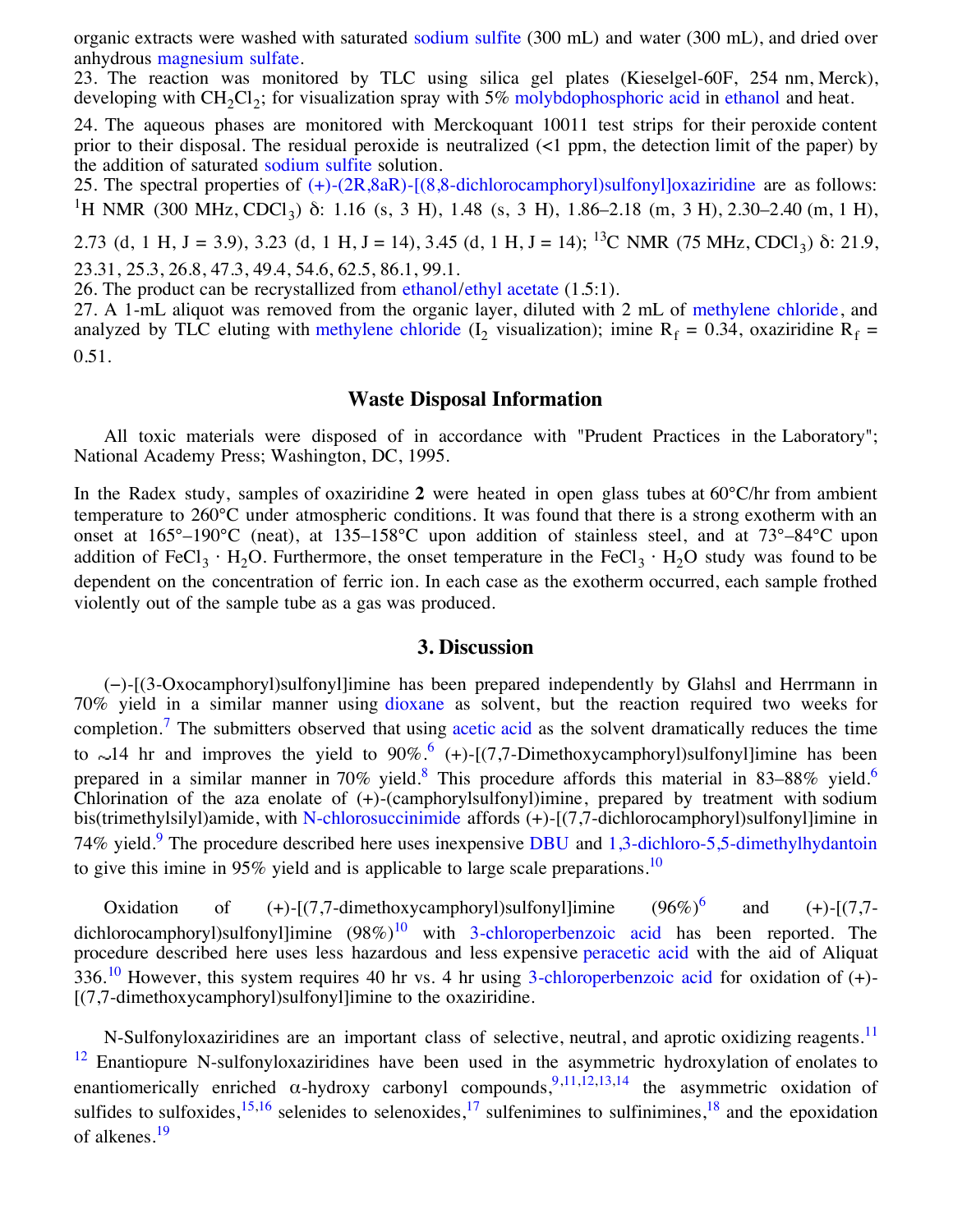organic extracts were washed with saturated sodium sulfite (300 mL) and water (300 mL), and dried over anhydrous magnesium sulfate.

23. The reaction was monitored by TLC using silica gel plates (Kieselgel-60F, 254 nm, Merck), developing with $CH_2Cl_2$; for visualization spray with 5% molybdophosphoric acid in ethanol and heat.

24. The aqueous phases are monitored with Merckoquant 10011 test strips for their peroxide content prior to their disposal. The residual peroxide is neutralized (<1 ppm, the detection limit of the paper) by the addition of saturated sodium sulfite solution.

25. The spectral properties of (+)-(2R,8aR)-[(8,8-dichlorocamphoryl)sulfonyl]oxaziridine are as follows: $^1$H NMR (300 MHz, $CDCl_3$) δ: 1.16 (s, 3 H), 1.48 (s, 3 H), 1.86–2.18 (m, 3 H), 2.30–2.40 (m, 1 H), 2.73 (d, 1 H, J = 3.9), 3.23 (d, 1 H, J = 14), 3.45 (d, 1 H, J = 14); $^{13}$C NMR (75 MHz, $CDCl_3$) δ: 21.9, 23.31, 25.3, 26.8, 47.3, 49.4, 54.6, 62.5, 86.1, 99.1.

26. The product can be recrystallized from ethanol/ethyl acetate (1.5:1).

27. A 1-mL aliquot was removed from the organic layer, diluted with 2 mL of methylene chloride, and analyzed by TLC eluting with methylene chloride ($I_2$ visualization); imine $R_f$ = 0.34, oxaziridine $R_f$ = 0.51.

## Waste Disposal Information

All toxic materials were disposed of in accordance with "Prudent Practices in the Laboratory"; National Academy Press; Washington, DC, 1995.

In the Radex study, samples of oxaziridine **2** were heated in open glass tubes at 60°C/hr from ambient temperature to 260°C under atmospheric conditions. It was found that there is a strong exotherm with an onset at 165°–190°C (neat), at 135–158°C upon addition of stainless steel, and at 73°–84°C upon addition of $FeCl_3 \cdot H_2O$. Furthermore, the onset temperature in the $FeCl_3 \cdot H_2O$ study was found to be dependent on the concentration of ferric ion. In each case as the exotherm occurred, each sample frothed violently out of the sample tube as a gas was produced.

## 3. Discussion

(−)-[(3-Oxocamphoryl)sulfonyl]imine has been prepared independently by Glahsl and Herrmann in 70% yield in a similar manner using dioxane as solvent, but the reaction required two weeks for completion.[7] The submitters observed that using acetic acid as the solvent dramatically reduces the time to ~14 hr and improves the yield to 90%.[6] (+)-[(7,7-Dimethoxycamphoryl)sulfonyl]imine has been prepared in a similar manner in 70% yield.[8] This procedure affords this material in 83–88% yield.[6] Chlorination of the aza enolate of (+)-(camphorylsulfonyl)imine, prepared by treatment with sodium bis(trimethylsilyl)amide, with N-chlorosuccinimide affords (+)-[(7,7-dichlorocamphoryl)sulfonyl]imine in 74% yield.[9] The procedure described here uses inexpensive DBU and 1,3-dichloro-5,5-dimethylhydantoin to give this imine in 95% yield and is applicable to large scale preparations.[10]

Oxidation of (+)-[(7,7-dimethoxycamphoryl)sulfonyl]imine (96%)[6] and (+)-[(7,7-dichlorocamphoryl)sulfonyl]imine (98%)[10] with 3-chloroperbenzoic acid has been reported. The procedure described here uses less hazardous and less expensive peracetic acid with the aid of Aliquat 336.[10] However, this system requires 40 hr vs. 4 hr using 3-chloroperbenzoic acid for oxidation of (+)-[(7,7-dimethoxycamphoryl)sulfonyl]imine to the oxaziridine.

N-Sulfonyloxaziridines are an important class of selective, neutral, and aprotic oxidizing reagents.[11,12] Enantiopure N-sulfonyloxaziridines have been used in the asymmetric hydroxylation of enolates to enantiomerically enriched α-hydroxy carbonyl compounds,[9,11,12,13,14] the asymmetric oxidation of sulfides to sulfoxides,[15,16] selenides to selenoxides,[17] sulfenimines to sulfinimines,[18] and the epoxidation of alkenes.[19]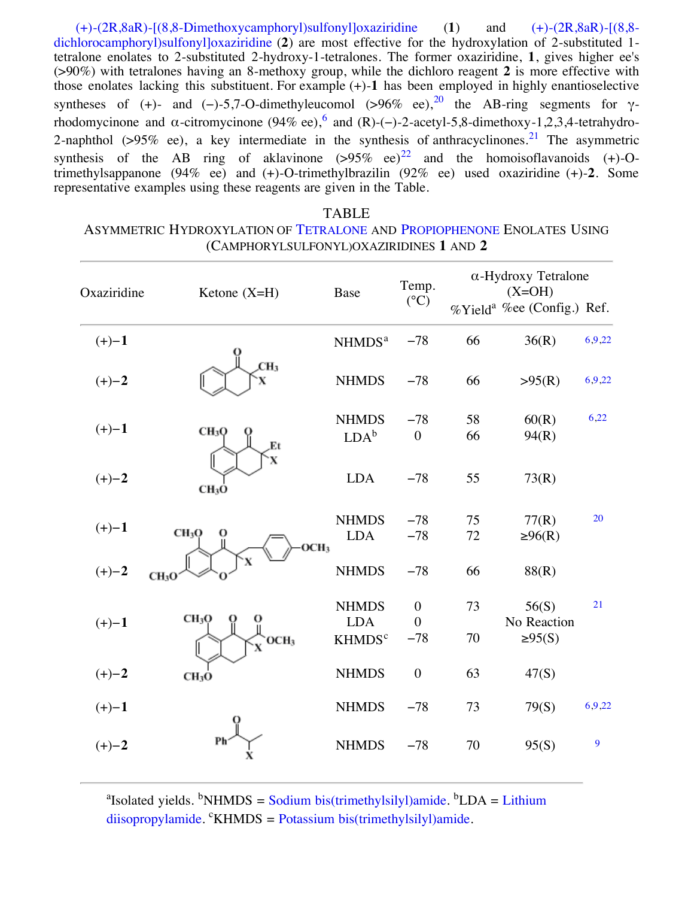(+)-(2R,8aR)-[(8,8-Dimethoxycamphoryl)sulfonyl]oxaziridine (**1**) and (+)-(2R,8aR)-[(8,8-dichlorocamphoryl)sulfonyl]oxaziridine (**2**) are most effective for the hydroxylation of 2-substituted 1-tetralone enolates to 2-substituted 2-hydroxy-1-tetralones. The former oxaziridine, **1**, gives higher ee's (>90%) with tetralones having an 8-methoxy group, while the dichloro reagent **2** is more effective with those enolates lacking this substituent. For example (+)-**1** has been employed in highly enantioselective syntheses of (+)- and (−)-5,7-O-dimethyleucomol (>96% ee),[20] the AB-ring segments for γ-rhodomycinone and α-citromycinone (94% ee),[6] and (R)-(−)-2-acetyl-5,8-dimethoxy-1,2,3,4-tetrahydro-2-naphthol (>95% ee), a key intermediate in the synthesis of anthracyclinones.[21] The asymmetric synthesis of the AB ring of aklavinone (>95% ee)[22] and the homoisoflavanoids (+)-O-trimethylsappanone (94% ee) and (+)-O-trimethylbrazilin (92% ee) used oxaziridine (+)-**2**. Some representative examples using these reagents are given in the Table.

TABLE
ASYMMETRIC HYDROXYLATION OF TETRALONE AND PROPIOPHENONE ENOLATES USING (CAMPHORYLSULFONYL)OXAZIRIDINES **1** AND **2**

| Oxaziridine | Ketone (X=H) | Base | Temp. (°C) | α-Hydroxy Tetralone (X=OH) %Yield[a] | %ee (Config.) | Ref. |
|---|---|---|---|---|---|---|
| (+)−**1** | 2-methyl-1-tetralone | NHMDS[a] | −78 | 66 | 36(R) | 6,9,22 |
| (+)−**2** | | NHMDS | −78 | 66 | >95(R) | 6,9,22 |
| (+)−**1** | 2-ethyl-5,8-dimethoxy-1-tetralone | NHMDS | −78 | 58 | 60(R) | 6,22 |
| | | LDA[b] | 0 | 66 | 94(R) | |
| (+)−**2** | | LDA | −78 | 55 | 73(R) | |
| (+)−**1** | 5,7-dimethoxy-3-(4-methoxybenzyl)chroman-4-one | NHMDS | −78 | 75 | 77(R) | 20 |
| | | LDA | −78 | 72 | ≥96(R) | |
| (+)−**2** | | NHMDS | −78 | 66 | 88(R) | |
| (+)−**1** | methyl 5,8-dimethoxy-1-oxo-tetralin-2-carboxylate | NHMDS | 0 | 73 | 56(S) | 21 |
| | | LDA | 0 | No Reaction | | |
| | | KHMDS[c] | −78 | 70 | ≥95(S) | |
| (+)−**2** | | NHMDS | 0 | 63 | 47(S) | |
| (+)−**1** | propiophenone | NHMDS | −78 | 73 | 79(S) | 6,9,22 |
| (+)−**2** | | NHMDS | −78 | 70 | 95(S) | 9 |

[a]Isolated yields. [b]NHMDS = Sodium bis(trimethylsilyl)amide. [b]LDA = Lithium diisopropylamide. [c]KHMDS = Potassium bis(trimethylsilyl)amide.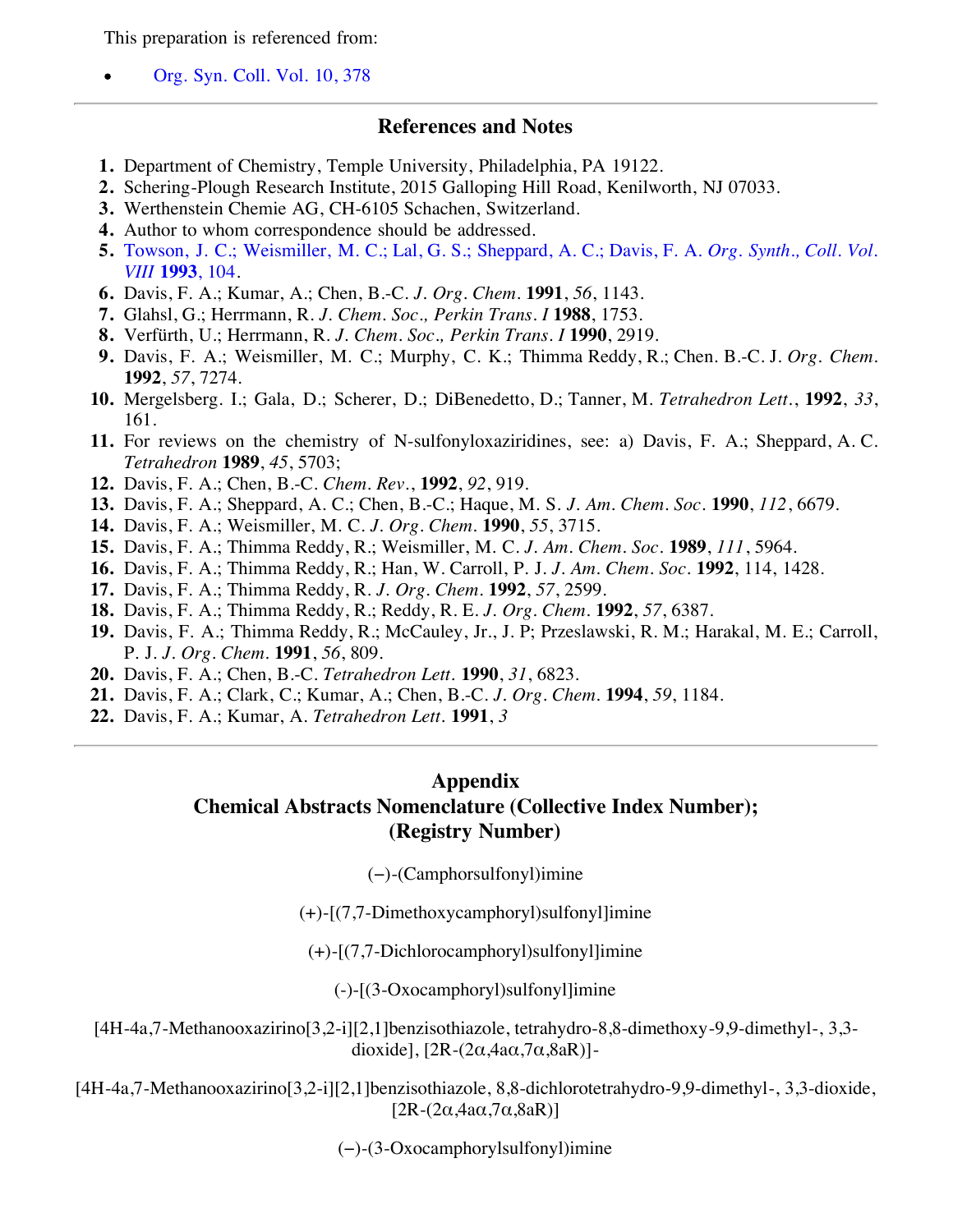This preparation is referenced from:

- Org. Syn. Coll. Vol. 10, 378

## References and Notes

1. Department of Chemistry, Temple University, Philadelphia, PA 19122.
2. Schering-Plough Research Institute, 2015 Galloping Hill Road, Kenilworth, NJ 07033.
3. Werthenstein Chemie AG, CH-6105 Schachen, Switzerland.
4. Author to whom correspondence should be addressed.
5. Towson, J. C.; Weismiller, M. C.; Lal, G. S.; Sheppard, A. C.; Davis, F. A. *Org. Synth., Coll. Vol. VIII* **1993**, 104.
6. Davis, F. A.; Kumar, A.; Chen, B.-C. *J. Org. Chem.* **1991**, *56*, 1143.
7. Glahsl, G.; Herrmann, R. *J. Chem. Soc., Perkin Trans. I* **1988**, 1753.
8. Verfürth, U.; Herrmann, R. *J. Chem. Soc., Perkin Trans. I* **1990**, 2919.
9. Davis, F. A.; Weismiller, M. C.; Murphy, C. K.; Thimma Reddy, R.; Chen. B.-C. J. *Org. Chem.* **1992**, *57*, 7274.
10. Mergelsberg. I.; Gala, D.; Scherer, D.; DiBenedetto, D.; Tanner, M. *Tetrahedron Lett.*, **1992**, *33*, 161.
11. For reviews on the chemistry of N-sulfonyloxaziridines, see: a) Davis, F. A.; Sheppard, A. C. *Tetrahedron* **1989**, *45*, 5703;
12. Davis, F. A.; Chen, B.-C. *Chem. Rev.*, **1992**, *92*, 919.
13. Davis, F. A.; Sheppard, A. C.; Chen, B.-C.; Haque, M. S. *J. Am. Chem. Soc.* **1990**, *112*, 6679.
14. Davis, F. A.; Weismiller, M. C. *J. Org. Chem.* **1990**, *55*, 3715.
15. Davis, F. A.; Thimma Reddy, R.; Weismiller, M. C. *J. Am. Chem. Soc.* **1989**, *111*, 5964.
16. Davis, F. A.; Thimma Reddy, R.; Han, W. Carroll, P. J. *J. Am. Chem. Soc.* **1992**, 114, 1428.
17. Davis, F. A.; Thimma Reddy, R. *J. Org. Chem.* **1992**, *57*, 2599.
18. Davis, F. A.; Thimma Reddy, R.; Reddy, R. E. *J. Org. Chem.* **1992**, *57*, 6387.
19. Davis, F. A.; Thimma Reddy, R.; McCauley, Jr., J. P; Przeslawski, R. M.; Harakal, M. E.; Carroll, P. J. *J. Org. Chem.* **1991**, *56*, 809.
20. Davis, F. A.; Chen, B.-C. *Tetrahedron Lett.* **1990**, *31*, 6823.
21. Davis, F. A.; Clark, C.; Kumar, A.; Chen, B.-C. *J. Org. Chem.* **1994**, *59*, 1184.
22. Davis, F. A.; Kumar, A. *Tetrahedron Lett.* **1991**, *3*

## Appendix
## Chemical Abstracts Nomenclature (Collective Index Number); (Registry Number)

(−)-(Camphorsulfonyl)imine

(+)-[(7,7-Dimethoxycamphoryl)sulfonyl]imine

(+)-[(7,7-Dichlorocamphoryl)sulfonyl]imine

(-)-[(3-Oxocamphoryl)sulfonyl]imine

[4H-4a,7-Methanooxazirino[3,2-i][2,1]benzisothiazole, tetrahydro-8,8-dimethoxy-9,9-dimethyl-, 3,3-dioxide], [2R-(2α,4aα,7α,8aR)]-

[4H-4a,7-Methanooxazirino[3,2-i][2,1]benzisothiazole, 8,8-dichlorotetrahydro-9,9-dimethyl-, 3,3-dioxide, [2R-(2α,4aα,7α,8aR)]

(−)-(3-Oxocamphorylsulfonyl)imine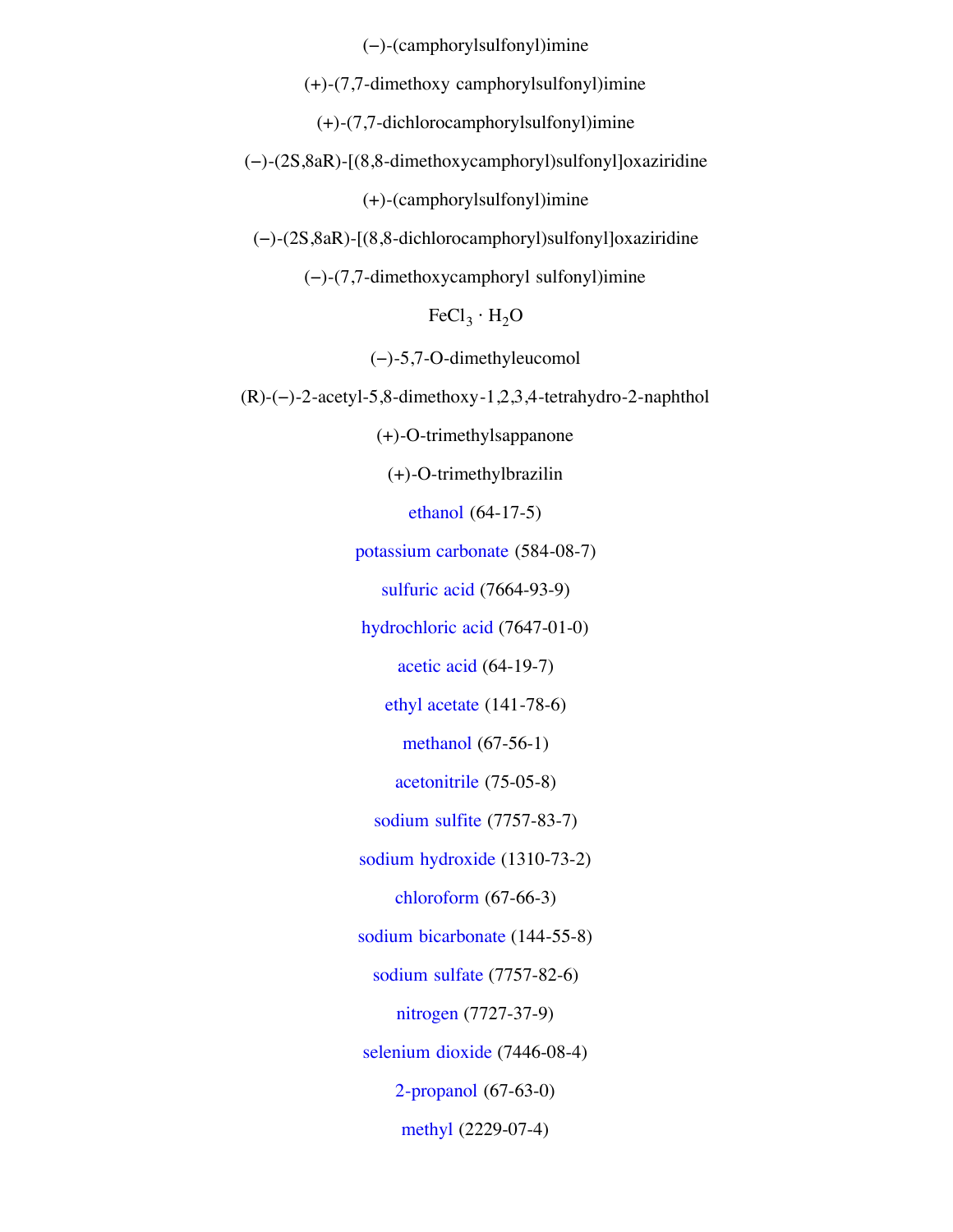(−)-(camphorylsulfonyl)imine

(+)-(7,7-dimethoxy camphorylsulfonyl)imine

(+)-(7,7-dichlorocamphorylsulfonyl)imine

(−)-(2S,8aR)-[(8,8-dimethoxycamphoryl)sulfonyl]oxaziridine

(+)-(camphorylsulfonyl)imine

(−)-(2S,8aR)-[(8,8-dichlorocamphoryl)sulfonyl]oxaziridine

(−)-(7,7-dimethoxycamphoryl sulfonyl)imine

$FeCl_3 \cdot H_2O$

(−)-5,7-O-dimethyleucomol

(R)-(−)-2-acetyl-5,8-dimethoxy-1,2,3,4-tetrahydro-2-naphthol

(+)-O-trimethylsappanone

(+)-O-trimethylbrazilin

ethanol (64-17-5)

potassium carbonate (584-08-7)

sulfuric acid (7664-93-9)

hydrochloric acid (7647-01-0)

acetic acid (64-19-7)

ethyl acetate (141-78-6)

methanol (67-56-1)

acetonitrile (75-05-8)

sodium sulfite (7757-83-7)

sodium hydroxide (1310-73-2)

chloroform (67-66-3)

sodium bicarbonate (144-55-8)

sodium sulfate (7757-82-6)

nitrogen (7727-37-9)

selenium dioxide (7446-08-4)

2-propanol (67-63-0)

methyl (2229-07-4)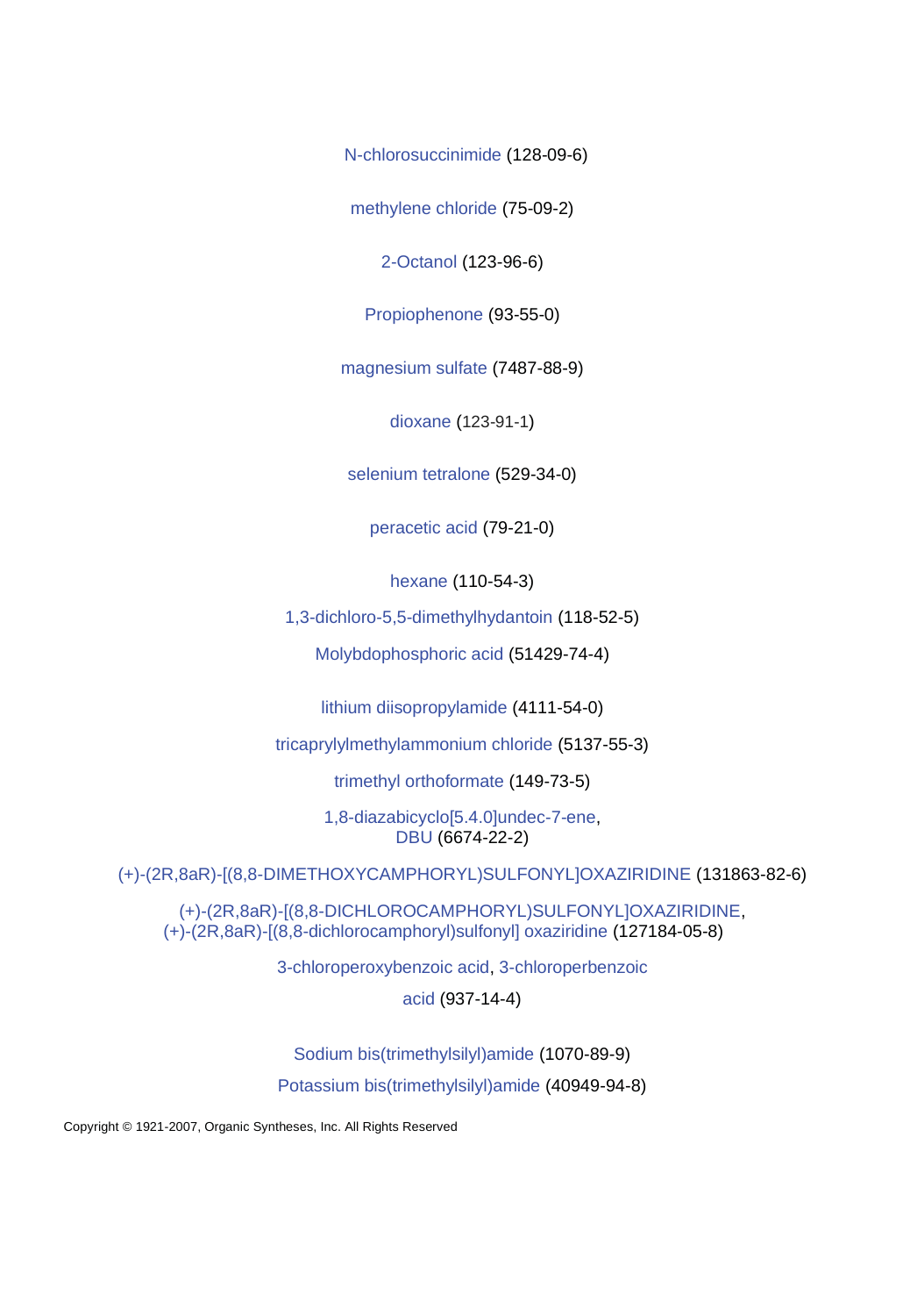N-chlorosuccinimide (128-09-6)

methylene chloride (75-09-2)

2-Octanol (123-96-6)

Propiophenone (93-55-0)

magnesium sulfate (7487-88-9)

dioxane (123-91-1)

selenium tetralone (529-34-0)

peracetic acid (79-21-0)

hexane (110-54-3)

1,3-dichloro-5,5-dimethylhydantoin (118-52-5)

Molybdophosphoric acid (51429-74-4)

lithium diisopropylamide (4111-54-0)

tricaprylylmethylammonium chloride (5137-55-3)

trimethyl orthoformate (149-73-5)

1,8-diazabicyclo[5.4.0]undec-7-ene, DBU (6674-22-2)

(+)-(2R,8aR)-[(8,8-DIMETHOXYCAMPHORYL)SULFONYL]OXAZIRIDINE (131863-82-6)

(+)-(2R,8aR)-[(8,8-DICHLOROCAMPHORYL)SULFONYL]OXAZIRIDINE, (+)-(2R,8aR)-[(8,8-dichlorocamphoryl)sulfonyl] oxaziridine (127184-05-8)

3-chloroperoxybenzoic acid, 3-chloroperbenzoic acid (937-14-4)

Sodium bis(trimethylsilyl)amide (1070-89-9)

Potassium bis(trimethylsilyl)amide (40949-94-8)

Copyright © 1921-2007, Organic Syntheses, Inc. All Rights Reserved